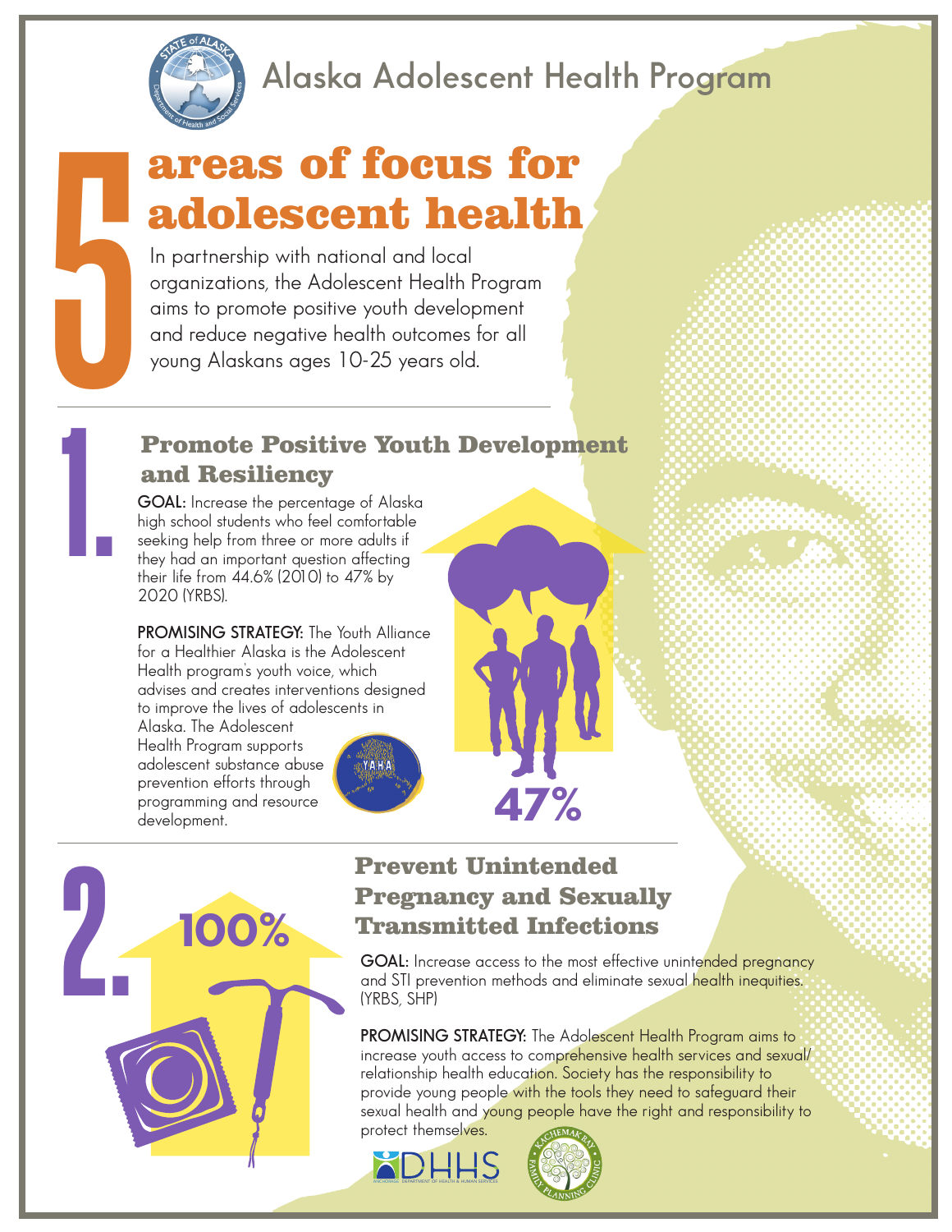# Alaska Adolescent Health Program

# 5 areas of focus for adolescent health

In partnership with national and local organizations, the Adolescent Health Program aims to promote positive youth development and reduce negative health outcomes for all young Alaskans ages 10-25 years old.

## 1. Promote Positive Youth Development and Resiliency

**GOAL:** Increase the percentage of Alaska high school students who feel comfortable seeking help from three or more adults if they had an important question affecting their life from 44.6% (2010) to 47% by 2020 (YRBS).

**PROMISING STRATEGY:** The Youth Alliance for a Healthier Alaska is the Adolescent Health program's youth voice, which advises and creates interventions designed to improve the lives of adolescents in Alaska. The Adolescent Health Program supports adolescent substance abuse prevention efforts through programming and resource development.

47%

## 2. Prevent Unintended Pregnancy and Sexually Transmitted Infections

100%

**GOAL:** Increase access to the most effective unintended pregnancy and STI prevention methods and eliminate sexual health inequities. (YRBS, SHP)

**PROMISING STRATEGY:** The Adolescent Health Program aims to increase youth access to comprehensive health services and sexual/relationship health education. Society has the responsibility to provide young people with the tools they need to safeguard their sexual health and young people have the right and responsibility to protect themselves.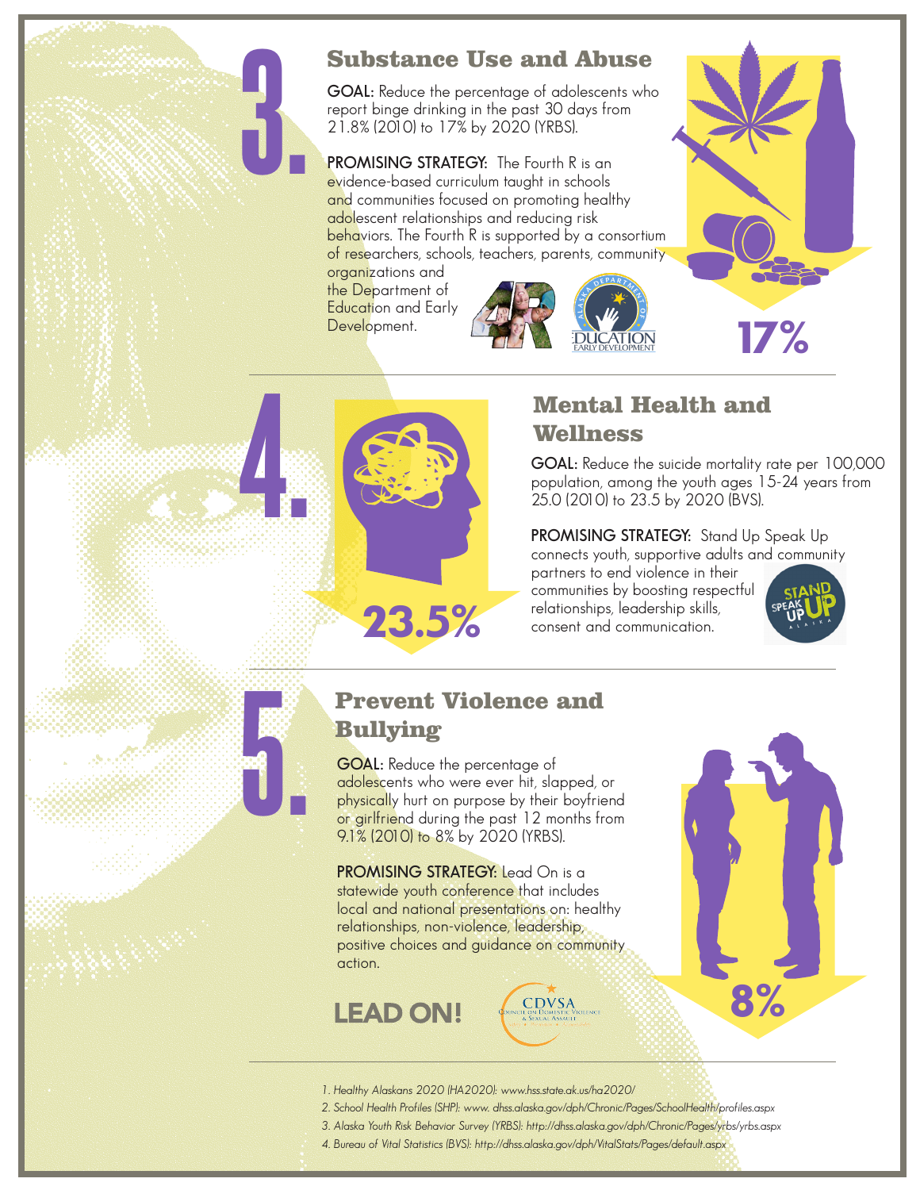# 3.

## Substance Use and Abuse

**GOAL:** Reduce the percentage of adolescents who report binge drinking in the past 30 days from 21.8% (2010) to 17% by 2020 (YRBS).

**PROMISING STRATEGY:** The Fourth R is an evidence-based curriculum taught in schools and communities focused on promoting healthy adolescent relationships and reducing risk behaviors. The Fourth R is supported by a consortium of researchers, schools, teachers, parents, community organizations and the Department of Education and Early Development.

17%

# 4.

## Mental Health and Wellness

**GOAL:** Reduce the suicide mortality rate per 100,000 population, among the youth ages 15-24 years from 25.0 (2010) to 23.5 by 2020 (BVS).

**PROMISING STRATEGY:** Stand Up Speak Up connects youth, supportive adults and community partners to end violence in their communities by boosting respectful relationships, leadership skills, consent and communication.

23.5%

# 5.

## Prevent Violence and Bullying

**GOAL:** Reduce the percentage of adolescents who were ever hit, slapped, or physically hurt on purpose by their boyfriend or girlfriend during the past 12 months from 9.1% (2010) to 8% by 2020 (YRBS).

**PROMISING STRATEGY:** Lead On is a statewide youth conference that includes local and national presentations on: healthy relationships, non-violence, leadership, positive choices and guidance on community action.

LEAD ON!

8%

1. *Healthy Alaskans 2020 (HA2020): www.hss.state.ak.us/ha2020/*
2. *School Health Profiles (SHP): www. dhss.alaska.gov/dph/Chronic/Pages/SchoolHealth/profiles.aspx*
3. *Alaska Youth Risk Behavior Survey (YRBS): http://dhss.alaska.gov/dph/Chronic/Pages/yrbs/yrbs.aspx*
4. *Bureau of Vital Statistics (BVS): http://dhss.alaska.gov/dph/VitalStats/Pages/default.aspx*